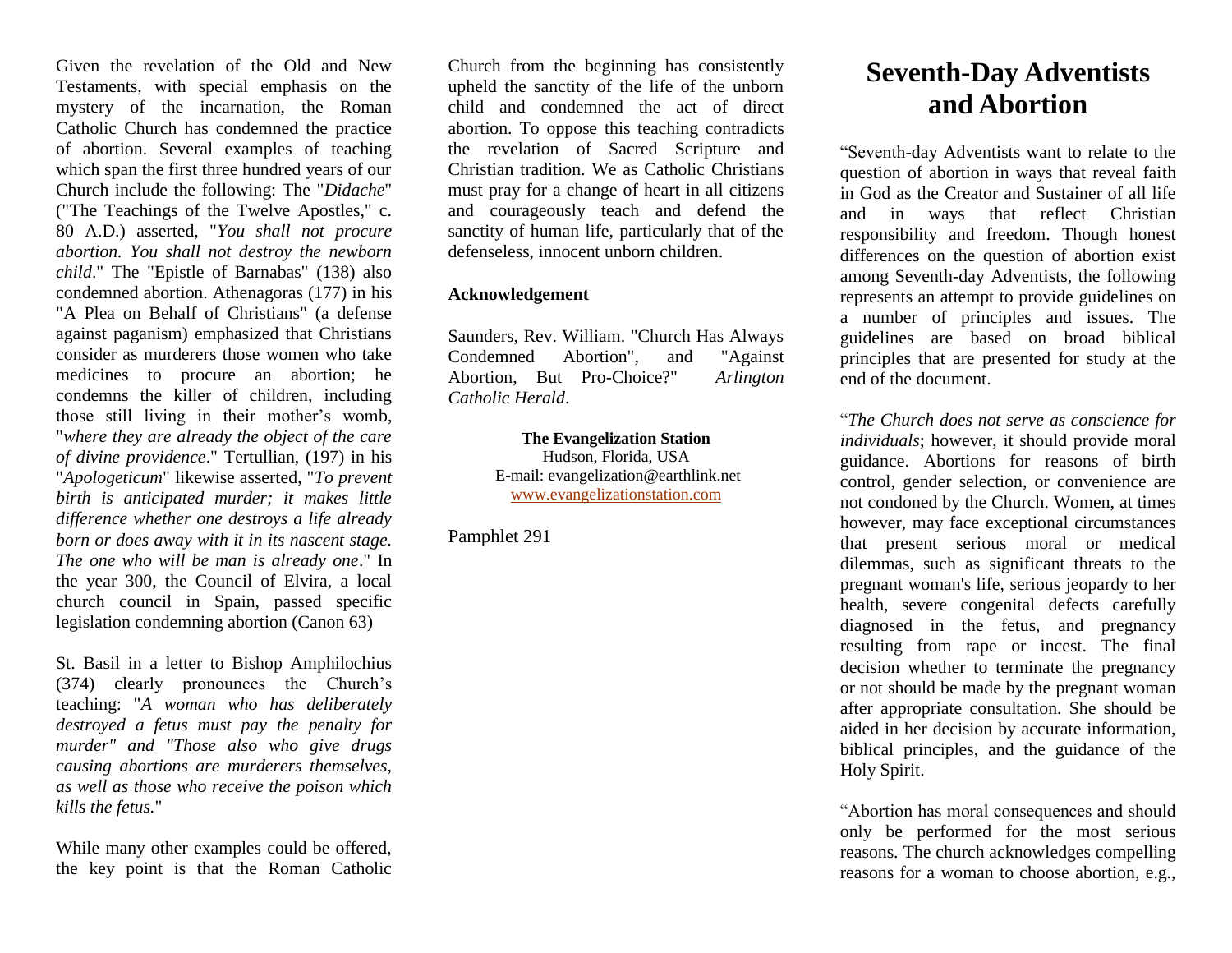Given the revelation of the Old and New Testaments, with special emphasis on the mystery of the incarnation, the Roman Catholic Church has condemned the practice of abortion. Several examples of teaching which span the first three hundred years of our Church include the following: The "*Didache*" ("The Teachings of the Twelve Apostles," c. 80 A.D.) asserted, "*You shall not procure abortion. You shall not destroy the newborn child*." The "Epistle of Barnabas" (138) also condemned abortion. Athenagoras (177) in his "A Plea on Behalf of Christians" (a defense against paganism) emphasized that Christians consider as murderers those women who take medicines to procure an abortion; he condemns the killer of children, including those still living in their mother's womb, "*where they are already the object of the care of divine providence*." Tertullian, (197) in his "*Apologeticum*" likewise asserted, "*To prevent birth is anticipated murder; it makes little difference whether one destroys a life already born or does away with it in its nascent stage. The one who will be man is already one*." In the year 300, the Council of Elvira, a local church council in Spain, passed specific legislation condemning abortion (Canon 63)

St. Basil in a letter to Bishop Amphilochius (374) clearly pronounces the Church's teaching: "*A woman who has deliberately destroyed a fetus must pay the penalty for murder" and "Those also who give drugs causing abortions are murderers themselves, as well as those who receive the poison which kills the fetus.*"

While many other examples could be offered, the key point is that the Roman Catholic Church from the beginning has consistently upheld the sanctity of the life of the unborn child and condemned the act of direct abortion. To oppose this teaching contradicts the revelation of Sacred Scripture and Christian tradition. We as Catholic Christians must pray for a change of heart in all citizens and courageously teach and defend the sanctity of human life, particularly that of the defenseless, innocent unborn children.

**Acknowledgement**

Saunders, Rev. William. "Church Has Always Condemned Abortion", and "Against Abortion, But Pro-Choice?" *Arlington Catholic Herald*.

**The Evangelization Station**
Hudson, Florida, USA
E-mail: evangelization@earthlink.net
www.evangelizationstation.com

Pamphlet 291

# Seventh-Day Adventists and Abortion

"Seventh-day Adventists want to relate to the question of abortion in ways that reveal faith in God as the Creator and Sustainer of all life and in ways that reflect Christian responsibility and freedom. Though honest differences on the question of abortion exist among Seventh-day Adventists, the following represents an attempt to provide guidelines on a number of principles and issues. The guidelines are based on broad biblical principles that are presented for study at the end of the document.

"*The Church does not serve as conscience for individuals*; however, it should provide moral guidance. Abortions for reasons of birth control, gender selection, or convenience are not condoned by the Church. Women, at times however, may face exceptional circumstances that present serious moral or medical dilemmas, such as significant threats to the pregnant woman's life, serious jeopardy to her health, severe congenital defects carefully diagnosed in the fetus, and pregnancy resulting from rape or incest. The final decision whether to terminate the pregnancy or not should be made by the pregnant woman after appropriate consultation. She should be aided in her decision by accurate information, biblical principles, and the guidance of the Holy Spirit.

"Abortion has moral consequences and should only be performed for the most serious reasons. The church acknowledges compelling reasons for a woman to choose abortion, e.g.,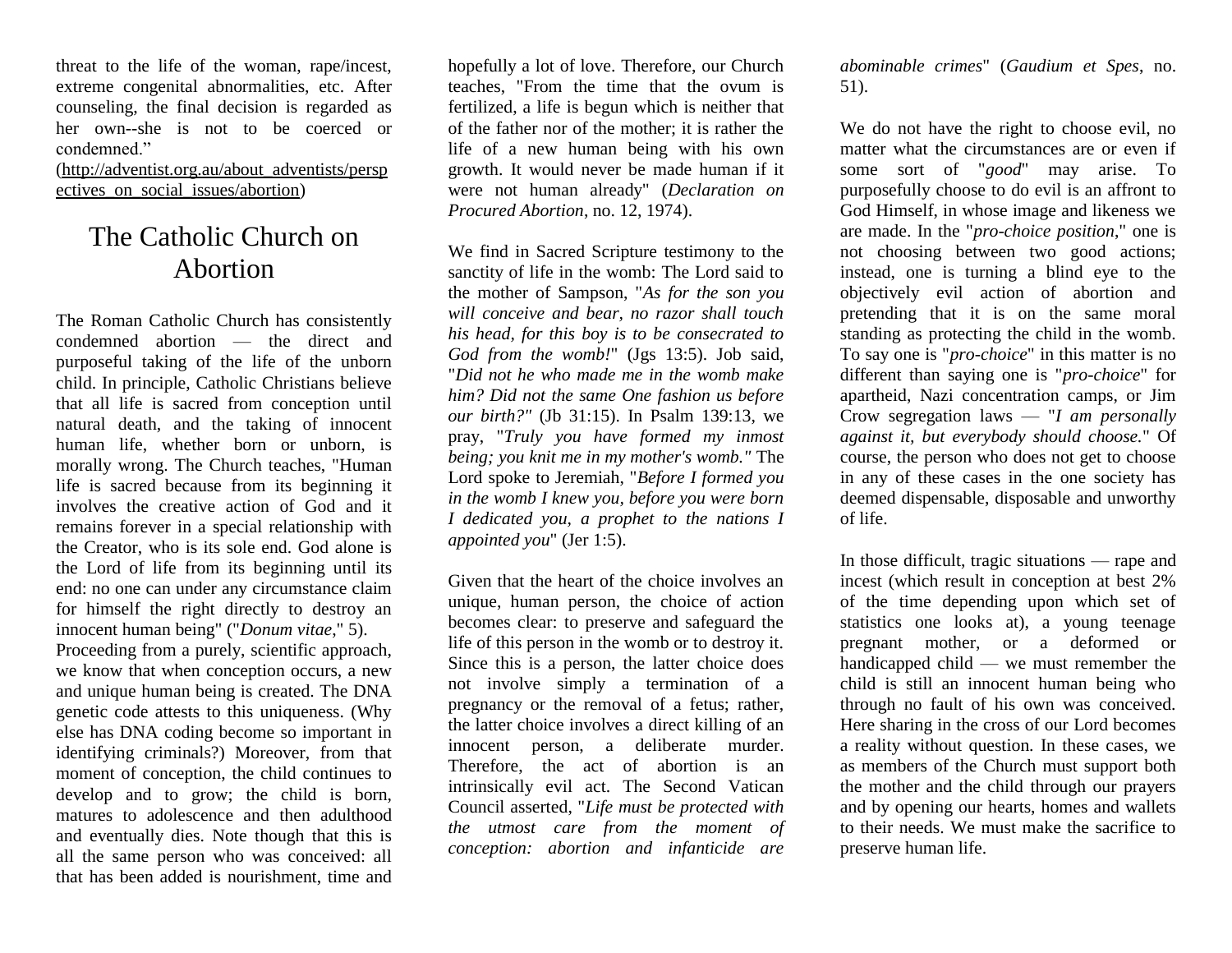threat to the life of the woman, rape/incest, extreme congenital abnormalities, etc. After counseling, the final decision is regarded as her own--she is not to be coerced or condemned."
(http://adventist.org.au/about_adventists/perspectives_on_social_issues/abortion)

## The Catholic Church on Abortion

The Roman Catholic Church has consistently condemned abortion — the direct and purposeful taking of the life of the unborn child. In principle, Catholic Christians believe that all life is sacred from conception until natural death, and the taking of innocent human life, whether born or unborn, is morally wrong. The Church teaches, "Human life is sacred because from its beginning it involves the creative action of God and it remains forever in a special relationship with the Creator, who is its sole end. God alone is the Lord of life from its beginning until its end: no one can under any circumstance claim for himself the right directly to destroy an innocent human being" ("*Donum vitae*," 5).
Proceeding from a purely, scientific approach, we know that when conception occurs, a new and unique human being is created. The DNA genetic code attests to this uniqueness. (Why else has DNA coding become so important in identifying criminals?) Moreover, from that moment of conception, the child continues to develop and to grow; the child is born, matures to adolescence and then adulthood and eventually dies. Note though that this is all the same person who was conceived: all that has been added is nourishment, time and hopefully a lot of love. Therefore, our Church teaches, "From the time that the ovum is fertilized, a life is begun which is neither that of the father nor of the mother; it is rather the life of a new human being with his own growth. It would never be made human if it were not human already" (*Declaration on Procured Abortion*, no. 12, 1974).

We find in Sacred Scripture testimony to the sanctity of life in the womb: The Lord said to the mother of Sampson, "*As for the son you will conceive and bear, no razor shall touch his head, for this boy is to be consecrated to God from the womb!*" (Jgs 13:5). Job said, "*Did not he who made me in the womb make him? Did not the same One fashion us before our birth?"* (Jb 31:15). In Psalm 139:13, we pray, "*Truly you have formed my inmost being; you knit me in my mother's womb."* The Lord spoke to Jeremiah, "*Before I formed you in the womb I knew you, before you were born I dedicated you, a prophet to the nations I appointed you*" (Jer 1:5).

Given that the heart of the choice involves an unique, human person, the choice of action becomes clear: to preserve and safeguard the life of this person in the womb or to destroy it. Since this is a person, the latter choice does not involve simply a termination of a pregnancy or the removal of a fetus; rather, the latter choice involves a direct killing of an innocent person, a deliberate murder. Therefore, the act of abortion is an intrinsically evil act. The Second Vatican Council asserted, "*Life must be protected with the utmost care from the moment of conception: abortion and infanticide are abominable crimes*" (*Gaudium et Spes*, no. 51).

We do not have the right to choose evil, no matter what the circumstances are or even if some sort of "*good*" may arise. To purposefully choose to do evil is an affront to God Himself, in whose image and likeness we are made. In the "*pro-choice position*," one is not choosing between two good actions; instead, one is turning a blind eye to the objectively evil action of abortion and pretending that it is on the same moral standing as protecting the child in the womb. To say one is "*pro-choice*" in this matter is no different than saying one is "*pro-choice*" for apartheid, Nazi concentration camps, or Jim Crow segregation laws — "*I am personally against it, but everybody should choose.*" Of course, the person who does not get to choose in any of these cases in the one society has deemed dispensable, disposable and unworthy of life.

In those difficult, tragic situations — rape and incest (which result in conception at best 2% of the time depending upon which set of statistics one looks at), a young teenage pregnant mother, or a deformed or handicapped child — we must remember the child is still an innocent human being who through no fault of his own was conceived. Here sharing in the cross of our Lord becomes a reality without question. In these cases, we as members of the Church must support both the mother and the child through our prayers and by opening our hearts, homes and wallets to their needs. We must make the sacrifice to preserve human life.